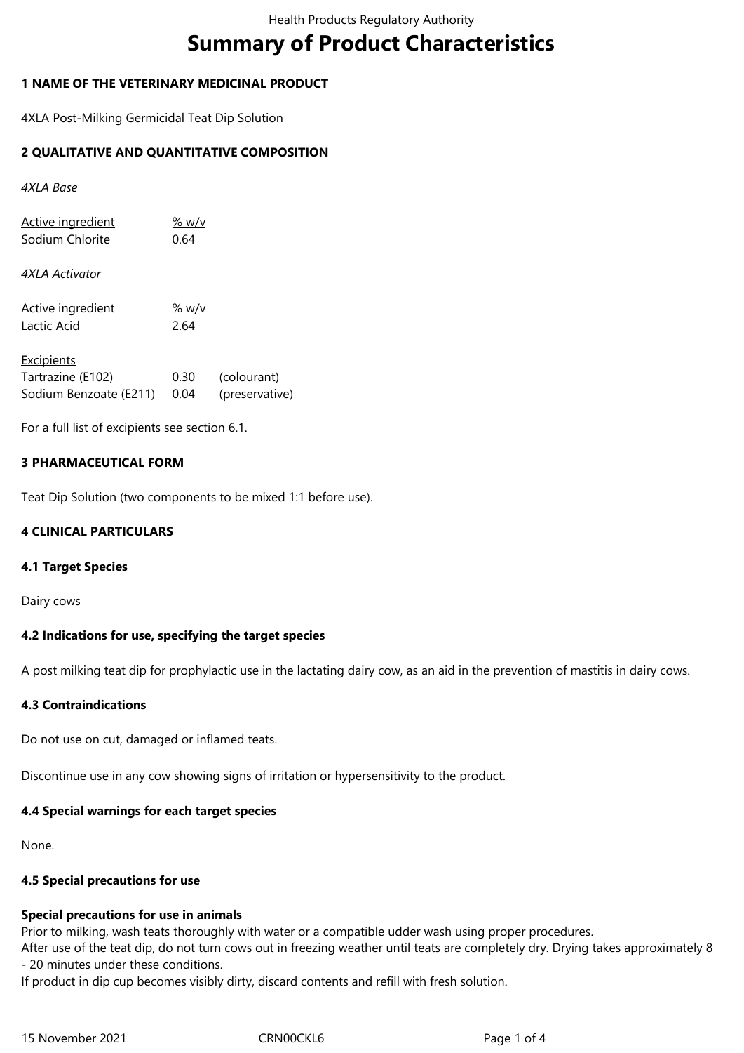# Summary of Product Characteristics

## 1 NAME OF THE VETERINARY MEDICINAL PRODUCT

4XLA Post-Milking Germicidal Teat Dip Solution

## 2 QUALITATIVE AND QUANTITATIVE COMPOSITION

*4XLA Base*

| Active ingredient | % w/v |
|---|---|
| Sodium Chlorite | 0.64 |

*4XLA Activator*

| Active ingredient | % w/v | |
|---|---|---|
| Lactic Acid | 2.64 | |
| **Excipients** | | |
| Tartrazine (E102) | 0.30 | (colourant) |
| Sodium Benzoate (E211) | 0.04 | (preservative) |

For a full list of excipients see section 6.1.

## 3 PHARMACEUTICAL FORM

Teat Dip Solution (two components to be mixed 1:1 before use).

## 4 CLINICAL PARTICULARS

### 4.1 Target Species

Dairy cows

### 4.2 Indications for use, specifying the target species

A post milking teat dip for prophylactic use in the lactating dairy cow, as an aid in the prevention of mastitis in dairy cows.

### 4.3 Contraindications

Do not use on cut, damaged or inflamed teats.

Discontinue use in any cow showing signs of irritation or hypersensitivity to the product.

### 4.4 Special warnings for each target species

None.

### 4.5 Special precautions for use

**Special precautions for use in animals**

Prior to milking, wash teats thoroughly with water or a compatible udder wash using proper procedures.
After use of the teat dip, do not turn cows out in freezing weather until teats are completely dry. Drying takes approximately 8 - 20 minutes under these conditions.
If product in dip cup becomes visibly dirty, discard contents and refill with fresh solution.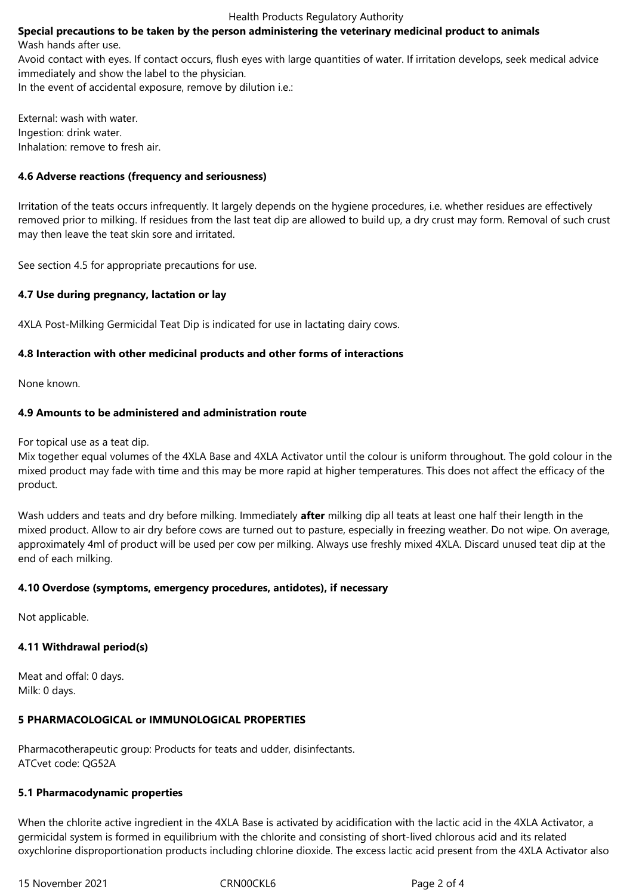**Special precautions to be taken by the person administering the veterinary medicinal product to animals**

Wash hands after use.

Avoid contact with eyes. If contact occurs, flush eyes with large quantities of water. If irritation develops, seek medical advice immediately and show the label to the physician.

In the event of accidental exposure, remove by dilution i.e.:

External: wash with water.
Ingestion: drink water.
Inhalation: remove to fresh air.

**4.6 Adverse reactions (frequency and seriousness)**

Irritation of the teats occurs infrequently. It largely depends on the hygiene procedures, i.e. whether residues are effectively removed prior to milking. If residues from the last teat dip are allowed to build up, a dry crust may form. Removal of such crust may then leave the teat skin sore and irritated.

See section 4.5 for appropriate precautions for use.

**4.7 Use during pregnancy, lactation or lay**

4XLA Post-Milking Germicidal Teat Dip is indicated for use in lactating dairy cows.

**4.8 Interaction with other medicinal products and other forms of interactions**

None known.

**4.9 Amounts to be administered and administration route**

For topical use as a teat dip.

Mix together equal volumes of the 4XLA Base and 4XLA Activator until the colour is uniform throughout. The gold colour in the mixed product may fade with time and this may be more rapid at higher temperatures. This does not affect the efficacy of the product.

Wash udders and teats and dry before milking. Immediately **after** milking dip all teats at least one half their length in the mixed product. Allow to air dry before cows are turned out to pasture, especially in freezing weather. Do not wipe. On average, approximately 4ml of product will be used per cow per milking. Always use freshly mixed 4XLA. Discard unused teat dip at the end of each milking.

**4.10 Overdose (symptoms, emergency procedures, antidotes), if necessary**

Not applicable.

**4.11 Withdrawal period(s)**

Meat and offal: 0 days.
Milk: 0 days.

**5 PHARMACOLOGICAL or IMMUNOLOGICAL PROPERTIES**

Pharmacotherapeutic group: Products for teats and udder, disinfectants.
ATCvet code: QG52A

**5.1 Pharmacodynamic properties**

When the chlorite active ingredient in the 4XLA Base is activated by acidification with the lactic acid in the 4XLA Activator, a germicidal system is formed in equilibrium with the chlorite and consisting of short-lived chlorous acid and its related oxychlorine disproportionation products including chlorine dioxide. The excess lactic acid present from the 4XLA Activator also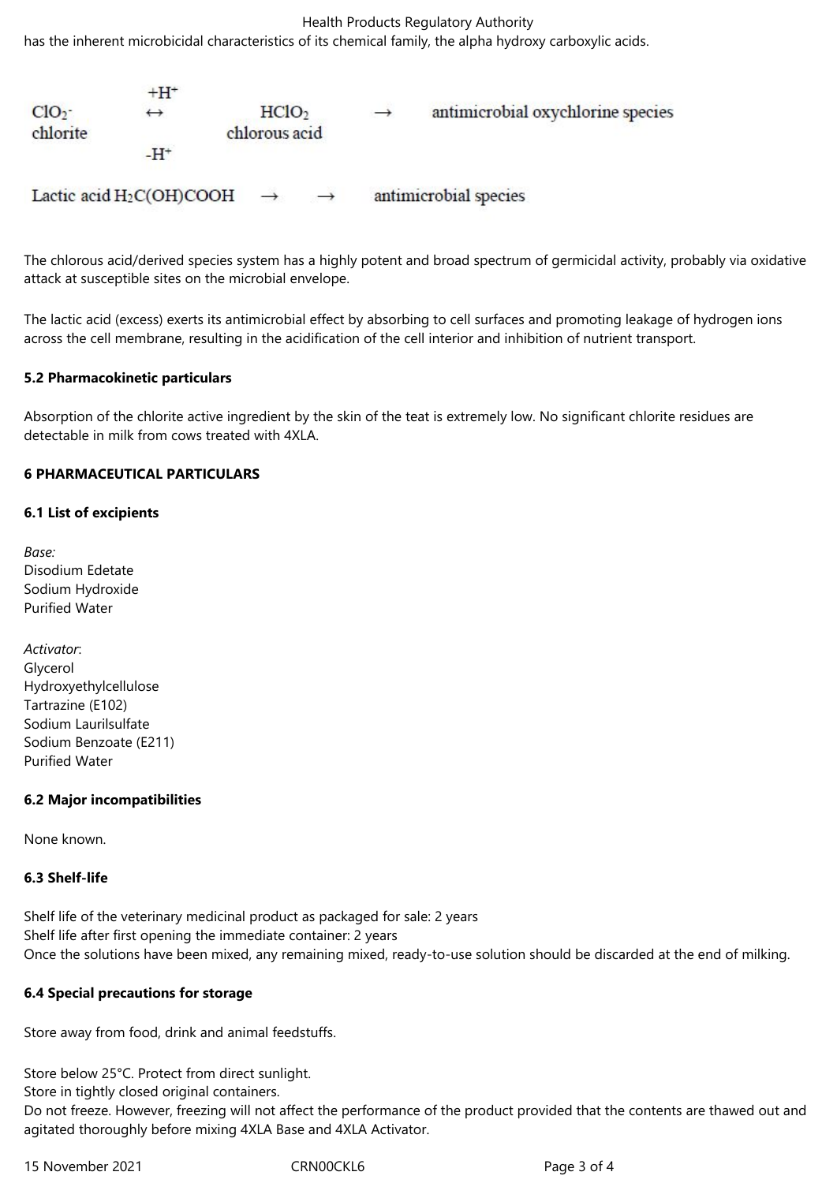has the inherent microbicidal characteristics of its chemical family, the alpha hydroxy carboxylic acids.

$$\underset{\text{chlorite}}{ClO_2^-} \underset{-H^+}{\overset{+H^+}{\leftrightarrow}} \underset{\text{chlorous acid}}{HClO_2} \rightarrow \text{antimicrobial oxychlorine species}$$

$$\text{Lactic acid } H_2C(OH)COOH \rightarrow \rightarrow \text{antimicrobial species}$$

The chlorous acid/derived species system has a highly potent and broad spectrum of germicidal activity, probably via oxidative attack at susceptible sites on the microbial envelope.

The lactic acid (excess) exerts its antimicrobial effect by absorbing to cell surfaces and promoting leakage of hydrogen ions across the cell membrane, resulting in the acidification of the cell interior and inhibition of nutrient transport.

### 5.2 Pharmacokinetic particulars

Absorption of the chlorite active ingredient by the skin of the teat is extremely low. No significant chlorite residues are detectable in milk from cows treated with 4XLA.

## 6 PHARMACEUTICAL PARTICULARS

### 6.1 List of excipients

*Base:*
Disodium Edetate
Sodium Hydroxide
Purified Water

*Activator*:
Glycerol
Hydroxyethylcellulose
Tartrazine (E102)
Sodium Laurilsulfate
Sodium Benzoate (E211)
Purified Water

### 6.2 Major incompatibilities

None known.

### 6.3 Shelf-life

Shelf life of the veterinary medicinal product as packaged for sale: 2 years
Shelf life after first opening the immediate container: 2 years
Once the solutions have been mixed, any remaining mixed, ready-to-use solution should be discarded at the end of milking.

### 6.4 Special precautions for storage

Store away from food, drink and animal feedstuffs.

Store below 25°C. Protect from direct sunlight.
Store in tightly closed original containers.
Do not freeze. However, freezing will not affect the performance of the product provided that the contents are thawed out and agitated thoroughly before mixing 4XLA Base and 4XLA Activator.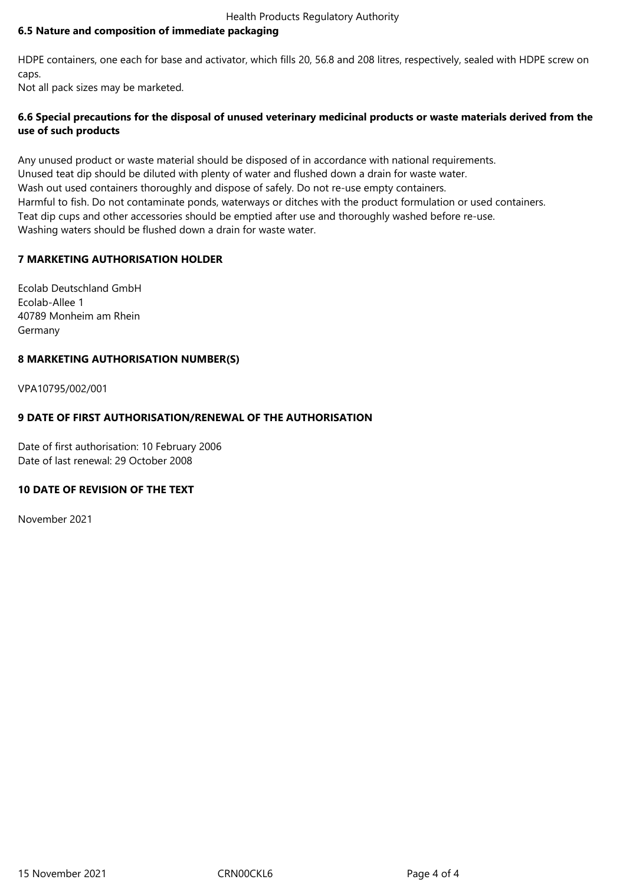### 6.5 Nature and composition of immediate packaging

HDPE containers, one each for base and activator, which fills 20, 56.8 and 208 litres, respectively, sealed with HDPE screw on caps.
Not all pack sizes may be marketed.

### 6.6 Special precautions for the disposal of unused veterinary medicinal products or waste materials derived from the use of such products

Any unused product or waste material should be disposed of in accordance with national requirements.
Unused teat dip should be diluted with plenty of water and flushed down a drain for waste water.
Wash out used containers thoroughly and dispose of safely. Do not re-use empty containers.
Harmful to fish. Do not contaminate ponds, waterways or ditches with the product formulation or used containers.
Teat dip cups and other accessories should be emptied after use and thoroughly washed before re-use.
Washing waters should be flushed down a drain for waste water.

## 7 MARKETING AUTHORISATION HOLDER

Ecolab Deutschland GmbH
Ecolab-Allee 1
40789 Monheim am Rhein
Germany

## 8 MARKETING AUTHORISATION NUMBER(S)

VPA10795/002/001

## 9 DATE OF FIRST AUTHORISATION/RENEWAL OF THE AUTHORISATION

Date of first authorisation: 10 February 2006
Date of last renewal: 29 October 2008

## 10 DATE OF REVISION OF THE TEXT

November 2021